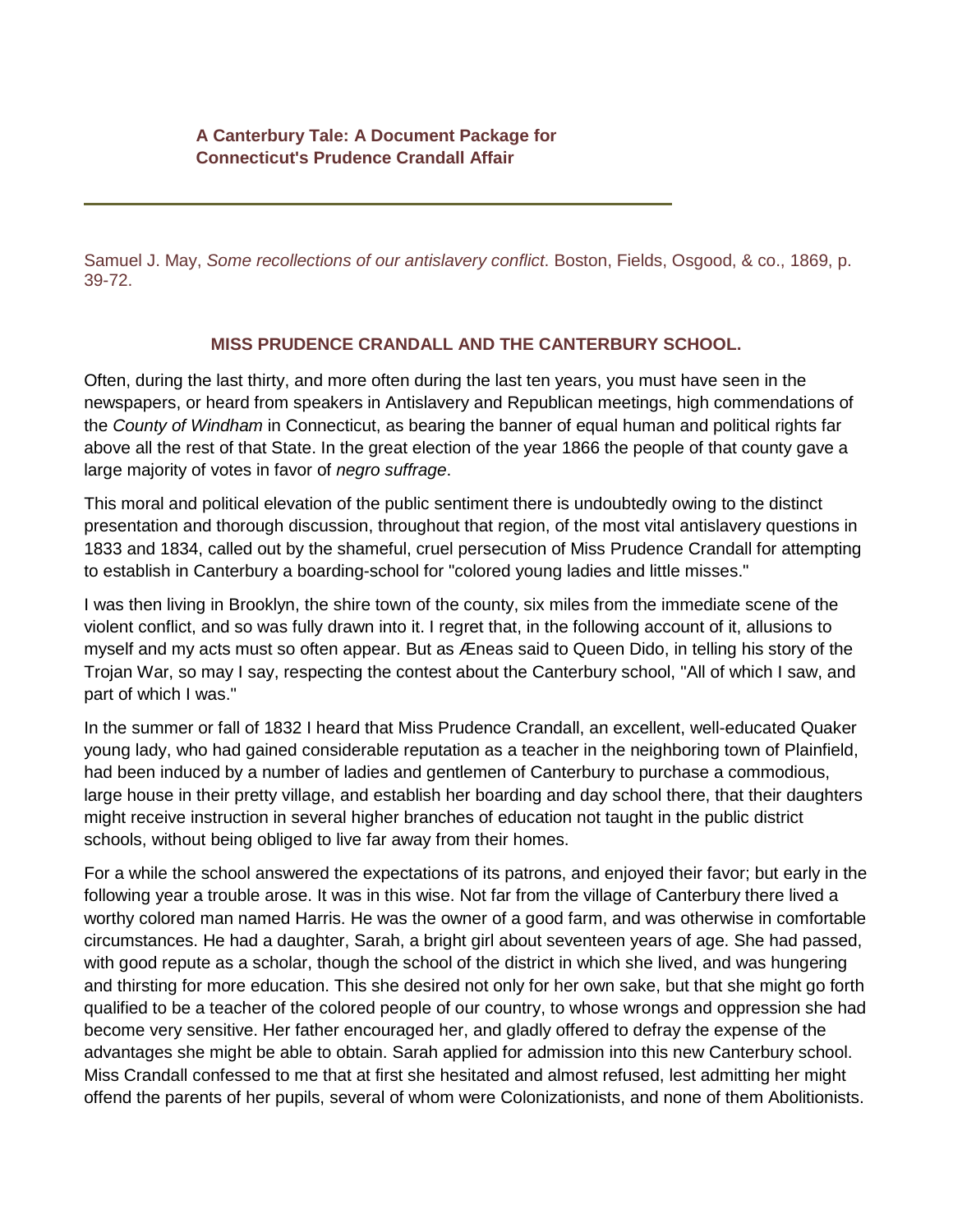## A Canterbury Tale: A Document Package for Connecticut's Prudence Crandall Affair

---

Samuel J. May, *Some recollections of our antislavery conflict*. Boston, Fields, Osgood, & co., 1869, p. 39-72.

### MISS PRUDENCE CRANDALL AND THE CANTERBURY SCHOOL.

Often, during the last thirty, and more often during the last ten years, you must have seen in the newspapers, or heard from speakers in Antislavery and Republican meetings, high commendations of the *County of Windham* in Connecticut, as bearing the banner of equal human and political rights far above all the rest of that State. In the great election of the year 1866 the people of that county gave a large majority of votes in favor of *negro suffrage*.

This moral and political elevation of the public sentiment there is undoubtedly owing to the distinct presentation and thorough discussion, throughout that region, of the most vital antislavery questions in 1833 and 1834, called out by the shameful, cruel persecution of Miss Prudence Crandall for attempting to establish in Canterbury a boarding-school for "colored young ladies and little misses."

I was then living in Brooklyn, the shire town of the county, six miles from the immediate scene of the violent conflict, and so was fully drawn into it. I regret that, in the following account of it, allusions to myself and my acts must so often appear. But as Æneas said to Queen Dido, in telling his story of the Trojan War, so may I say, respecting the contest about the Canterbury school, "All of which I saw, and part of which I was."

In the summer or fall of 1832 I heard that Miss Prudence Crandall, an excellent, well-educated Quaker young lady, who had gained considerable reputation as a teacher in the neighboring town of Plainfield, had been induced by a number of ladies and gentlemen of Canterbury to purchase a commodious, large house in their pretty village, and establish her boarding and day school there, that their daughters might receive instruction in several higher branches of education not taught in the public district schools, without being obliged to live far away from their homes.

For a while the school answered the expectations of its patrons, and enjoyed their favor; but early in the following year a trouble arose. It was in this wise. Not far from the village of Canterbury there lived a worthy colored man named Harris. He was the owner of a good farm, and was otherwise in comfortable circumstances. He had a daughter, Sarah, a bright girl about seventeen years of age. She had passed, with good repute as a scholar, though the school of the district in which she lived, and was hungering and thirsting for more education. This she desired not only for her own sake, but that she might go forth qualified to be a teacher of the colored people of our country, to whose wrongs and oppression she had become very sensitive. Her father encouraged her, and gladly offered to defray the expense of the advantages she might be able to obtain. Sarah applied for admission into this new Canterbury school. Miss Crandall confessed to me that at first she hesitated and almost refused, lest admitting her might offend the parents of her pupils, several of whom were Colonizationists, and none of them Abolitionists.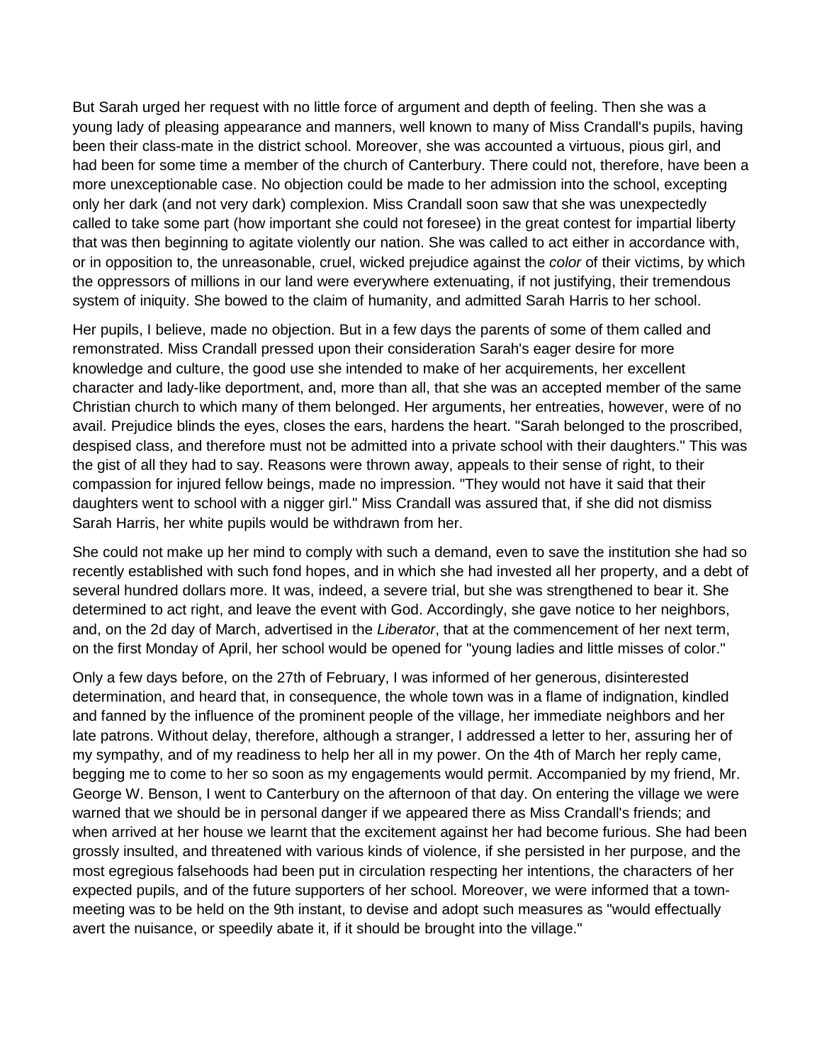But Sarah urged her request with no little force of argument and depth of feeling. Then she was a young lady of pleasing appearance and manners, well known to many of Miss Crandall's pupils, having been their class-mate in the district school. Moreover, she was accounted a virtuous, pious girl, and had been for some time a member of the church of Canterbury. There could not, therefore, have been a more unexceptionable case. No objection could be made to her admission into the school, excepting only her dark (and not very dark) complexion. Miss Crandall soon saw that she was unexpectedly called to take some part (how important she could not foresee) in the great contest for impartial liberty that was then beginning to agitate violently our nation. She was called to act either in accordance with, or in opposition to, the unreasonable, cruel, wicked prejudice against the *color* of their victims, by which the oppressors of millions in our land were everywhere extenuating, if not justifying, their tremendous system of iniquity. She bowed to the claim of humanity, and admitted Sarah Harris to her school.

Her pupils, I believe, made no objection. But in a few days the parents of some of them called and remonstrated. Miss Crandall pressed upon their consideration Sarah's eager desire for more knowledge and culture, the good use she intended to make of her acquirements, her excellent character and lady-like deportment, and, more than all, that she was an accepted member of the same Christian church to which many of them belonged. Her arguments, her entreaties, however, were of no avail. Prejudice blinds the eyes, closes the ears, hardens the heart. "Sarah belonged to the proscribed, despised class, and therefore must not be admitted into a private school with their daughters." This was the gist of all they had to say. Reasons were thrown away, appeals to their sense of right, to their compassion for injured fellow beings, made no impression. "They would not have it said that their daughters went to school with a nigger girl." Miss Crandall was assured that, if she did not dismiss Sarah Harris, her white pupils would be withdrawn from her.

She could not make up her mind to comply with such a demand, even to save the institution she had so recently established with such fond hopes, and in which she had invested all her property, and a debt of several hundred dollars more. It was, indeed, a severe trial, but she was strengthened to bear it. She determined to act right, and leave the event with God. Accordingly, she gave notice to her neighbors, and, on the 2d day of March, advertised in the *Liberator*, that at the commencement of her next term, on the first Monday of April, her school would be opened for "young ladies and little misses of color."

Only a few days before, on the 27th of February, I was informed of her generous, disinterested determination, and heard that, in consequence, the whole town was in a flame of indignation, kindled and fanned by the influence of the prominent people of the village, her immediate neighbors and her late patrons. Without delay, therefore, although a stranger, I addressed a letter to her, assuring her of my sympathy, and of my readiness to help her all in my power. On the 4th of March her reply came, begging me to come to her so soon as my engagements would permit. Accompanied by my friend, Mr. George W. Benson, I went to Canterbury on the afternoon of that day. On entering the village we were warned that we should be in personal danger if we appeared there as Miss Crandall's friends; and when arrived at her house we learnt that the excitement against her had become furious. She had been grossly insulted, and threatened with various kinds of violence, if she persisted in her purpose, and the most egregious falsehoods had been put in circulation respecting her intentions, the characters of her expected pupils, and of the future supporters of her school. Moreover, we were informed that a town-meeting was to be held on the 9th instant, to devise and adopt such measures as "would effectually avert the nuisance, or speedily abate it, if it should be brought into the village."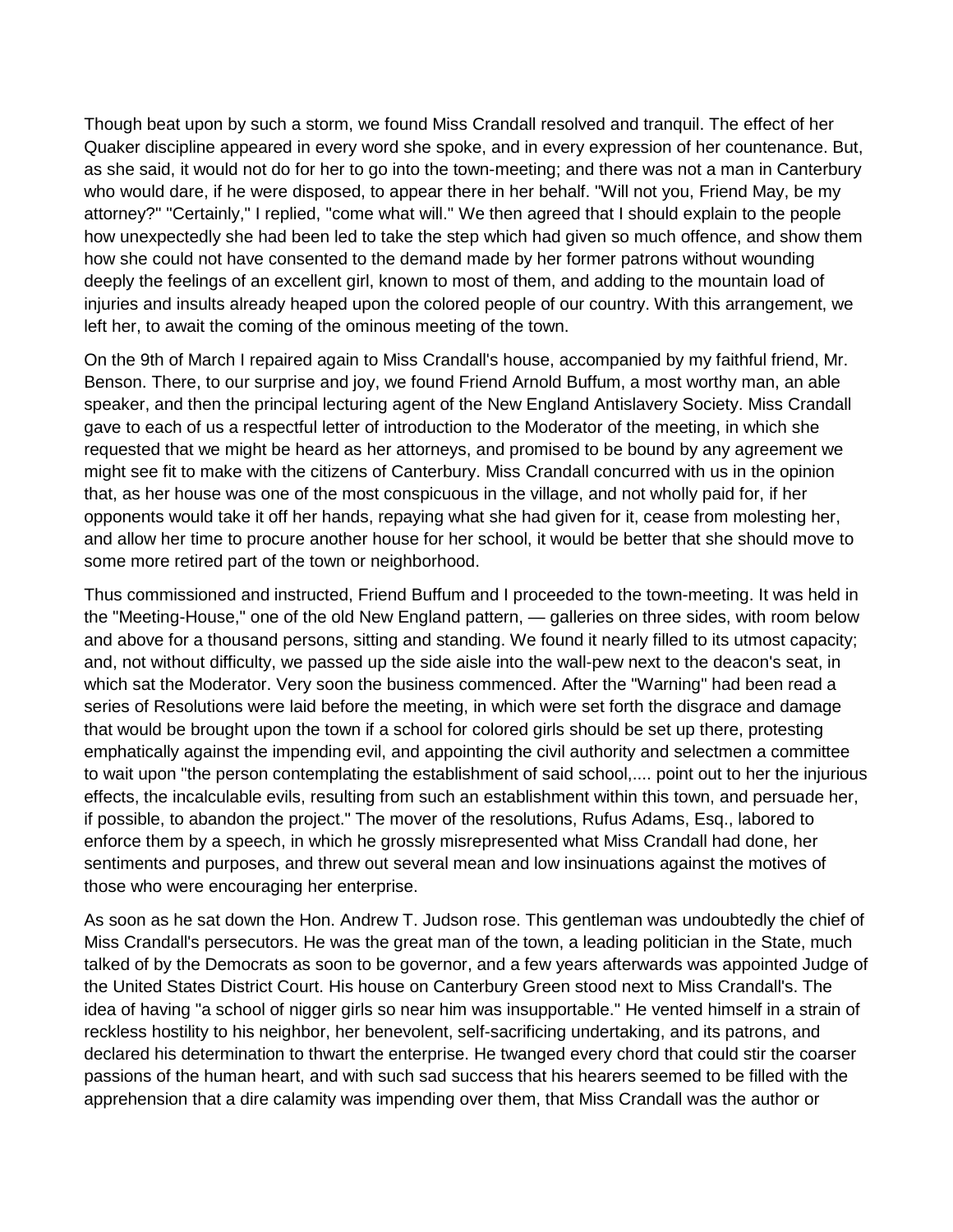Though beat upon by such a storm, we found Miss Crandall resolved and tranquil. The effect of her Quaker discipline appeared in every word she spoke, and in every expression of her countenance. But, as she said, it would not do for her to go into the town-meeting; and there was not a man in Canterbury who would dare, if he were disposed, to appear there in her behalf. "Will not you, Friend May, be my attorney?" "Certainly," I replied, "come what will." We then agreed that I should explain to the people how unexpectedly she had been led to take the step which had given so much offence, and show them how she could not have consented to the demand made by her former patrons without wounding deeply the feelings of an excellent girl, known to most of them, and adding to the mountain load of injuries and insults already heaped upon the colored people of our country. With this arrangement, we left her, to await the coming of the ominous meeting of the town.

On the 9th of March I repaired again to Miss Crandall's house, accompanied by my faithful friend, Mr. Benson. There, to our surprise and joy, we found Friend Arnold Buffum, a most worthy man, an able speaker, and then the principal lecturing agent of the New England Antislavery Society. Miss Crandall gave to each of us a respectful letter of introduction to the Moderator of the meeting, in which she requested that we might be heard as her attorneys, and promised to be bound by any agreement we might see fit to make with the citizens of Canterbury. Miss Crandall concurred with us in the opinion that, as her house was one of the most conspicuous in the village, and not wholly paid for, if her opponents would take it off her hands, repaying what she had given for it, cease from molesting her, and allow her time to procure another house for her school, it would be better that she should move to some more retired part of the town or neighborhood.

Thus commissioned and instructed, Friend Buffum and I proceeded to the town-meeting. It was held in the "Meeting-House," one of the old New England pattern, — galleries on three sides, with room below and above for a thousand persons, sitting and standing. We found it nearly filled to its utmost capacity; and, not without difficulty, we passed up the side aisle into the wall-pew next to the deacon's seat, in which sat the Moderator. Very soon the business commenced. After the "Warning" had been read a series of Resolutions were laid before the meeting, in which were set forth the disgrace and damage that would be brought upon the town if a school for colored girls should be set up there, protesting emphatically against the impending evil, and appointing the civil authority and selectmen a committee to wait upon "the person contemplating the establishment of said school,.... point out to her the injurious effects, the incalculable evils, resulting from such an establishment within this town, and persuade her, if possible, to abandon the project." The mover of the resolutions, Rufus Adams, Esq., labored to enforce them by a speech, in which he grossly misrepresented what Miss Crandall had done, her sentiments and purposes, and threw out several mean and low insinuations against the motives of those who were encouraging her enterprise.

As soon as he sat down the Hon. Andrew T. Judson rose. This gentleman was undoubtedly the chief of Miss Crandall's persecutors. He was the great man of the town, a leading politician in the State, much talked of by the Democrats as soon to be governor, and a few years afterwards was appointed Judge of the United States District Court. His house on Canterbury Green stood next to Miss Crandall's. The idea of having "a school of nigger girls so near him was insupportable." He vented himself in a strain of reckless hostility to his neighbor, her benevolent, self-sacrificing undertaking, and its patrons, and declared his determination to thwart the enterprise. He twanged every chord that could stir the coarser passions of the human heart, and with such sad success that his hearers seemed to be filled with the apprehension that a dire calamity was impending over them, that Miss Crandall was the author or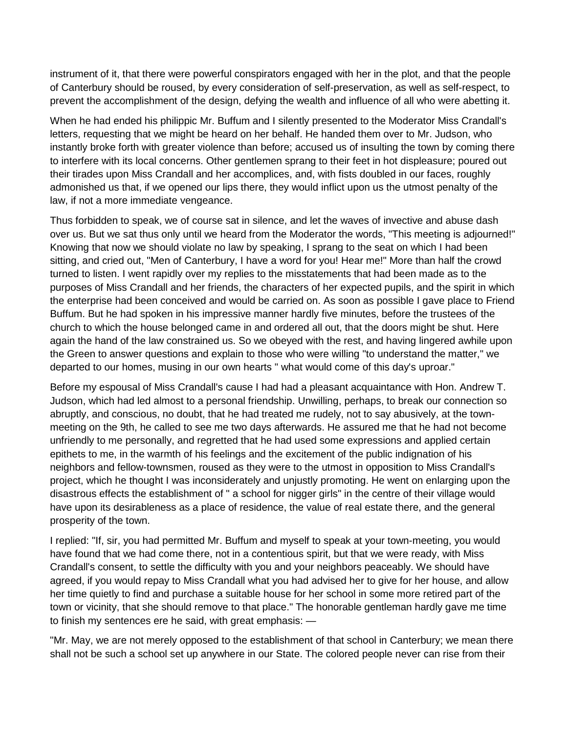instrument of it, that there were powerful conspirators engaged with her in the plot, and that the people of Canterbury should be roused, by every consideration of self-preservation, as well as self-respect, to prevent the accomplishment of the design, defying the wealth and influence of all who were abetting it.

When he had ended his philippic Mr. Buffum and I silently presented to the Moderator Miss Crandall's letters, requesting that we might be heard on her behalf. He handed them over to Mr. Judson, who instantly broke forth with greater violence than before; accused us of insulting the town by coming there to interfere with its local concerns. Other gentlemen sprang to their feet in hot displeasure; poured out their tirades upon Miss Crandall and her accomplices, and, with fists doubled in our faces, roughly admonished us that, if we opened our lips there, they would inflict upon us the utmost penalty of the law, if not a more immediate vengeance.

Thus forbidden to speak, we of course sat in silence, and let the waves of invective and abuse dash over us. But we sat thus only until we heard from the Moderator the words, "This meeting is adjourned!" Knowing that now we should violate no law by speaking, I sprang to the seat on which I had been sitting, and cried out, "Men of Canterbury, I have a word for you! Hear me!" More than half the crowd turned to listen. I went rapidly over my replies to the misstatements that had been made as to the purposes of Miss Crandall and her friends, the characters of her expected pupils, and the spirit in which the enterprise had been conceived and would be carried on. As soon as possible I gave place to Friend Buffum. But he had spoken in his impressive manner hardly five minutes, before the trustees of the church to which the house belonged came in and ordered all out, that the doors might be shut. Here again the hand of the law constrained us. So we obeyed with the rest, and having lingered awhile upon the Green to answer questions and explain to those who were willing "to understand the matter," we departed to our homes, musing in our own hearts " what would come of this day's uproar."

Before my espousal of Miss Crandall's cause I had had a pleasant acquaintance with Hon. Andrew T. Judson, which had led almost to a personal friendship. Unwilling, perhaps, to break our connection so abruptly, and conscious, no doubt, that he had treated me rudely, not to say abusively, at the town-meeting on the 9th, he called to see me two days afterwards. He assured me that he had not become unfriendly to me personally, and regretted that he had used some expressions and applied certain epithets to me, in the warmth of his feelings and the excitement of the public indignation of his neighbors and fellow-townsmen, roused as they were to the utmost in opposition to Miss Crandall's project, which he thought I was inconsiderately and unjustly promoting. He went on enlarging upon the disastrous effects the establishment of " a school for nigger girls" in the centre of their village would have upon its desirableness as a place of residence, the value of real estate there, and the general prosperity of the town.

I replied: "If, sir, you had permitted Mr. Buffum and myself to speak at your town-meeting, you would have found that we had come there, not in a contentious spirit, but that we were ready, with Miss Crandall's consent, to settle the difficulty with you and your neighbors peaceably. We should have agreed, if you would repay to Miss Crandall what you had advised her to give for her house, and allow her time quietly to find and purchase a suitable house for her school in some more retired part of the town or vicinity, that she should remove to that place." The honorable gentleman hardly gave me time to finish my sentences ere he said, with great emphasis: —

"Mr. May, we are not merely opposed to the establishment of that school in Canterbury; we mean there shall not be such a school set up anywhere in our State. The colored people never can rise from their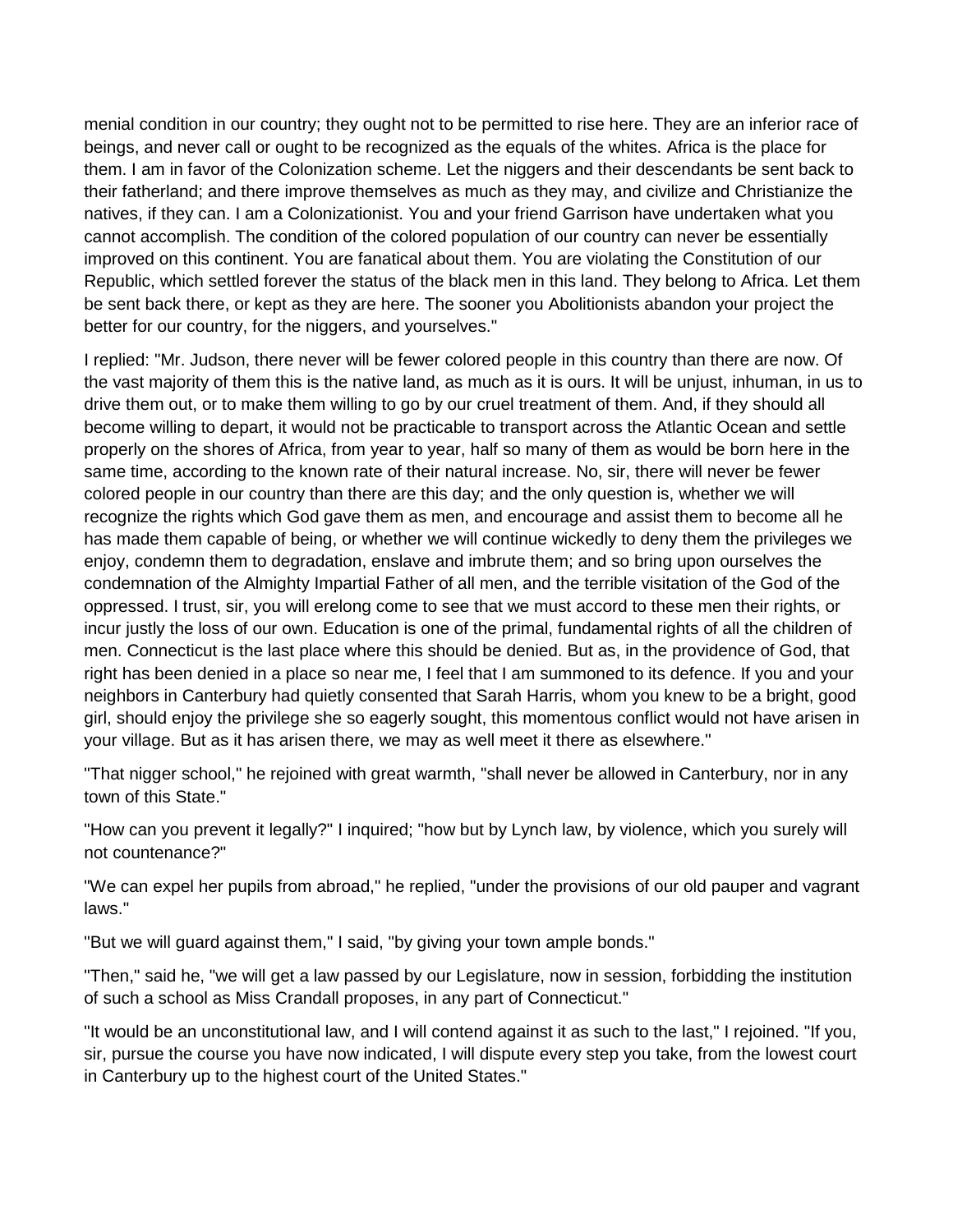menial condition in our country; they ought not to be permitted to rise here. They are an inferior race of beings, and never call or ought to be recognized as the equals of the whites. Africa is the place for them. I am in favor of the Colonization scheme. Let the niggers and their descendants be sent back to their fatherland; and there improve themselves as much as they may, and civilize and Christianize the natives, if they can. I am a Colonizationist. You and your friend Garrison have undertaken what you cannot accomplish. The condition of the colored population of our country can never be essentially improved on this continent. You are fanatical about them. You are violating the Constitution of our Republic, which settled forever the status of the black men in this land. They belong to Africa. Let them be sent back there, or kept as they are here. The sooner you Abolitionists abandon your project the better for our country, for the niggers, and yourselves."

I replied: "Mr. Judson, there never will be fewer colored people in this country than there are now. Of the vast majority of them this is the native land, as much as it is ours. It will be unjust, inhuman, in us to drive them out, or to make them willing to go by our cruel treatment of them. And, if they should all become willing to depart, it would not be practicable to transport across the Atlantic Ocean and settle properly on the shores of Africa, from year to year, half so many of them as would be born here in the same time, according to the known rate of their natural increase. No, sir, there will never be fewer colored people in our country than there are this day; and the only question is, whether we will recognize the rights which God gave them as men, and encourage and assist them to become all he has made them capable of being, or whether we will continue wickedly to deny them the privileges we enjoy, condemn them to degradation, enslave and imbrute them; and so bring upon ourselves the condemnation of the Almighty Impartial Father of all men, and the terrible visitation of the God of the oppressed. I trust, sir, you will erelong come to see that we must accord to these men their rights, or incur justly the loss of our own. Education is one of the primal, fundamental rights of all the children of men. Connecticut is the last place where this should be denied. But as, in the providence of God, that right has been denied in a place so near me, I feel that I am summoned to its defence. If you and your neighbors in Canterbury had quietly consented that Sarah Harris, whom you knew to be a bright, good girl, should enjoy the privilege she so eagerly sought, this momentous conflict would not have arisen in your village. But as it has arisen there, we may as well meet it there as elsewhere."

"That nigger school," he rejoined with great warmth, "shall never be allowed in Canterbury, nor in any town of this State."

"How can you prevent it legally?" I inquired; "how but by Lynch law, by violence, which you surely will not countenance?"

"We can expel her pupils from abroad," he replied, "under the provisions of our old pauper and vagrant laws."

"But we will guard against them," I said, "by giving your town ample bonds."

"Then," said he, "we will get a law passed by our Legislature, now in session, forbidding the institution of such a school as Miss Crandall proposes, in any part of Connecticut."

"It would be an unconstitutional law, and I will contend against it as such to the last," I rejoined. "If you, sir, pursue the course you have now indicated, I will dispute every step you take, from the lowest court in Canterbury up to the highest court of the United States."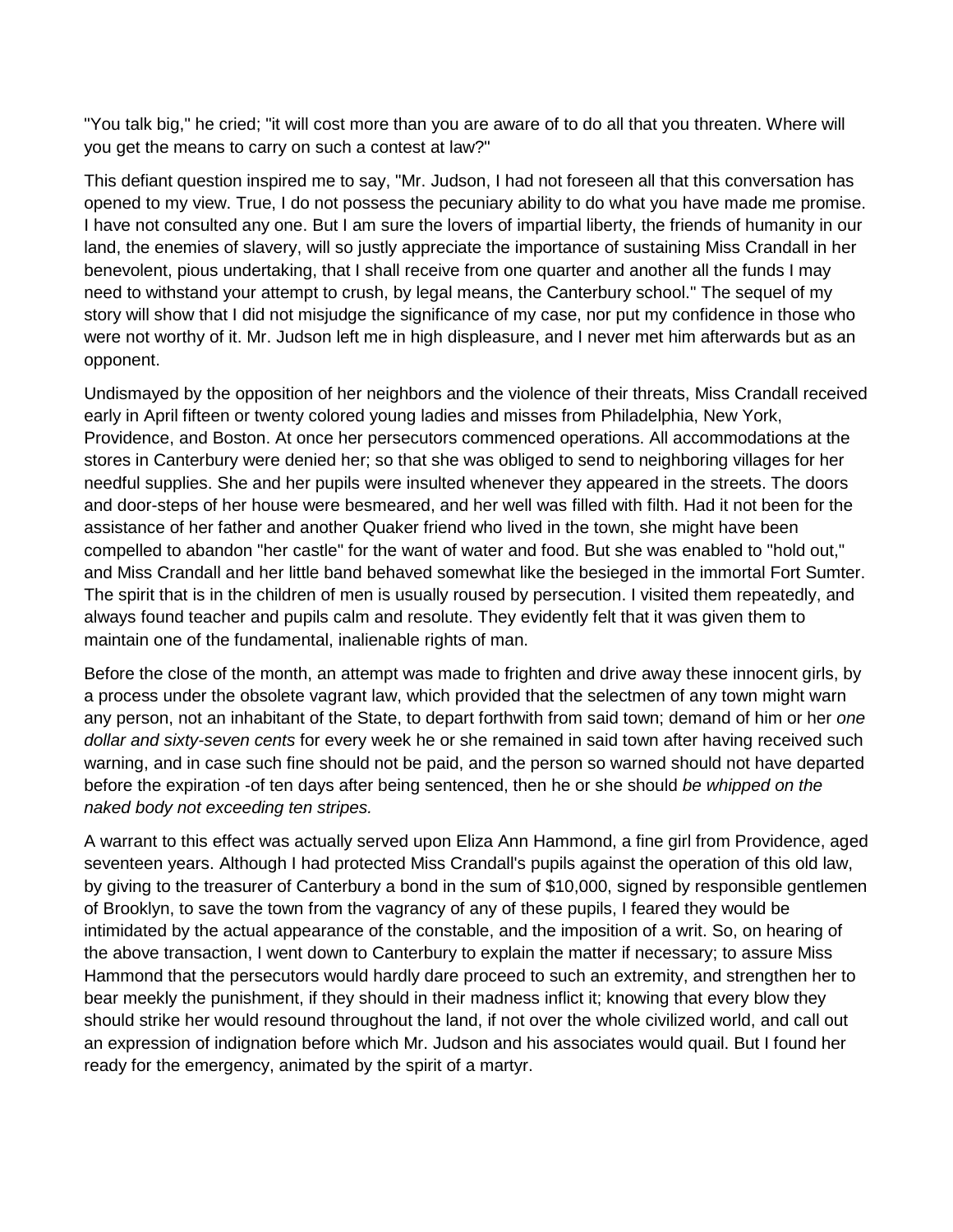"You talk big," he cried; "it will cost more than you are aware of to do all that you threaten. Where will you get the means to carry on such a contest at law?"

This defiant question inspired me to say, "Mr. Judson, I had not foreseen all that this conversation has opened to my view. True, I do not possess the pecuniary ability to do what you have made me promise. I have not consulted any one. But I am sure the lovers of impartial liberty, the friends of humanity in our land, the enemies of slavery, will so justly appreciate the importance of sustaining Miss Crandall in her benevolent, pious undertaking, that I shall receive from one quarter and another all the funds I may need to withstand your attempt to crush, by legal means, the Canterbury school." The sequel of my story will show that I did not misjudge the significance of my case, nor put my confidence in those who were not worthy of it. Mr. Judson left me in high displeasure, and I never met him afterwards but as an opponent.

Undismayed by the opposition of her neighbors and the violence of their threats, Miss Crandall received early in April fifteen or twenty colored young ladies and misses from Philadelphia, New York, Providence, and Boston. At once her persecutors commenced operations. All accommodations at the stores in Canterbury were denied her; so that she was obliged to send to neighboring villages for her needful supplies. She and her pupils were insulted whenever they appeared in the streets. The doors and door-steps of her house were besmeared, and her well was filled with filth. Had it not been for the assistance of her father and another Quaker friend who lived in the town, she might have been compelled to abandon "her castle" for the want of water and food. But she was enabled to "hold out," and Miss Crandall and her little band behaved somewhat like the besieged in the immortal Fort Sumter. The spirit that is in the children of men is usually roused by persecution. I visited them repeatedly, and always found teacher and pupils calm and resolute. They evidently felt that it was given them to maintain one of the fundamental, inalienable rights of man.

Before the close of the month, an attempt was made to frighten and drive away these innocent girls, by a process under the obsolete vagrant law, which provided that the selectmen of any town might warn any person, not an inhabitant of the State, to depart forthwith from said town; demand of him or her *one dollar and sixty-seven cents* for every week he or she remained in said town after having received such warning, and in case such fine should not be paid, and the person so warned should not have departed before the expiration -of ten days after being sentenced, then he or she should *be whipped on the naked body not exceeding ten stripes.*

A warrant to this effect was actually served upon Eliza Ann Hammond, a fine girl from Providence, aged seventeen years. Although I had protected Miss Crandall's pupils against the operation of this old law, by giving to the treasurer of Canterbury a bond in the sum of $10,000, signed by responsible gentlemen of Brooklyn, to save the town from the vagrancy of any of these pupils, I feared they would be intimidated by the actual appearance of the constable, and the imposition of a writ. So, on hearing of the above transaction, I went down to Canterbury to explain the matter if necessary; to assure Miss Hammond that the persecutors would hardly dare proceed to such an extremity, and strengthen her to bear meekly the punishment, if they should in their madness inflict it; knowing that every blow they should strike her would resound throughout the land, if not over the whole civilized world, and call out an expression of indignation before which Mr. Judson and his associates would quail. But I found her ready for the emergency, animated by the spirit of a martyr.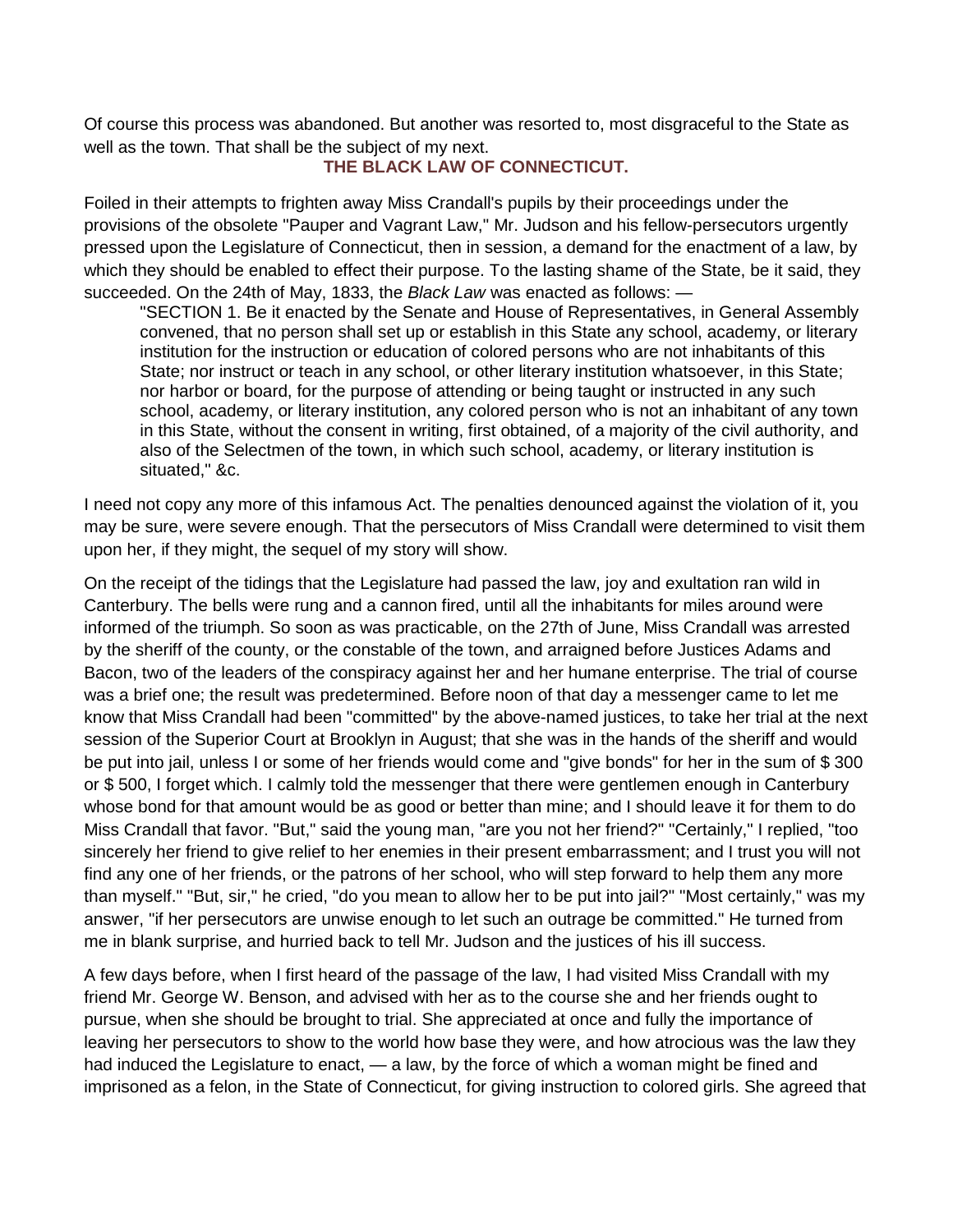Of course this process was abandoned. But another was resorted to, most disgraceful to the State as well as the town. That shall be the subject of my next.

## THE BLACK LAW OF CONNECTICUT.

Foiled in their attempts to frighten away Miss Crandall's pupils by their proceedings under the provisions of the obsolete "Pauper and Vagrant Law," Mr. Judson and his fellow-persecutors urgently pressed upon the Legislature of Connecticut, then in session, a demand for the enactment of a law, by which they should be enabled to effect their purpose. To the lasting shame of the State, be it said, they succeeded. On the 24th of May, 1833, the *Black Law* was enacted as follows: —

> "SECTION 1. Be it enacted by the Senate and House of Representatives, in General Assembly convened, that no person shall set up or establish in this State any school, academy, or literary institution for the instruction or education of colored persons who are not inhabitants of this State; nor instruct or teach in any school, or other literary institution whatsoever, in this State; nor harbor or board, for the purpose of attending or being taught or instructed in any such school, academy, or literary institution, any colored person who is not an inhabitant of any town in this State, without the consent in writing, first obtained, of a majority of the civil authority, and also of the Selectmen of the town, in which such school, academy, or literary institution is situated," &c.

I need not copy any more of this infamous Act. The penalties denounced against the violation of it, you may be sure, were severe enough. That the persecutors of Miss Crandall were determined to visit them upon her, if they might, the sequel of my story will show.

On the receipt of the tidings that the Legislature had passed the law, joy and exultation ran wild in Canterbury. The bells were rung and a cannon fired, until all the inhabitants for miles around were informed of the triumph. So soon as was practicable, on the 27th of June, Miss Crandall was arrested by the sheriff of the county, or the constable of the town, and arraigned before Justices Adams and Bacon, two of the leaders of the conspiracy against her and her humane enterprise. The trial of course was a brief one; the result was predetermined. Before noon of that day a messenger came to let me know that Miss Crandall had been "committed" by the above-named justices, to take her trial at the next session of the Superior Court at Brooklyn in August; that she was in the hands of the sheriff and would be put into jail, unless I or some of her friends would come and "give bonds" for her in the sum of $ 300 or $ 500, I forget which. I calmly told the messenger that there were gentlemen enough in Canterbury whose bond for that amount would be as good or better than mine; and I should leave it for them to do Miss Crandall that favor. "But," said the young man, "are you not her friend?" "Certainly," I replied, "too sincerely her friend to give relief to her enemies in their present embarrassment; and I trust you will not find any one of her friends, or the patrons of her school, who will step forward to help them any more than myself." "But, sir," he cried, "do you mean to allow her to be put into jail?" "Most certainly," was my answer, "if her persecutors are unwise enough to let such an outrage be committed." He turned from me in blank surprise, and hurried back to tell Mr. Judson and the justices of his ill success.

A few days before, when I first heard of the passage of the law, I had visited Miss Crandall with my friend Mr. George W. Benson, and advised with her as to the course she and her friends ought to pursue, when she should be brought to trial. She appreciated at once and fully the importance of leaving her persecutors to show to the world how base they were, and how atrocious was the law they had induced the Legislature to enact, — a law, by the force of which a woman might be fined and imprisoned as a felon, in the State of Connecticut, for giving instruction to colored girls. She agreed that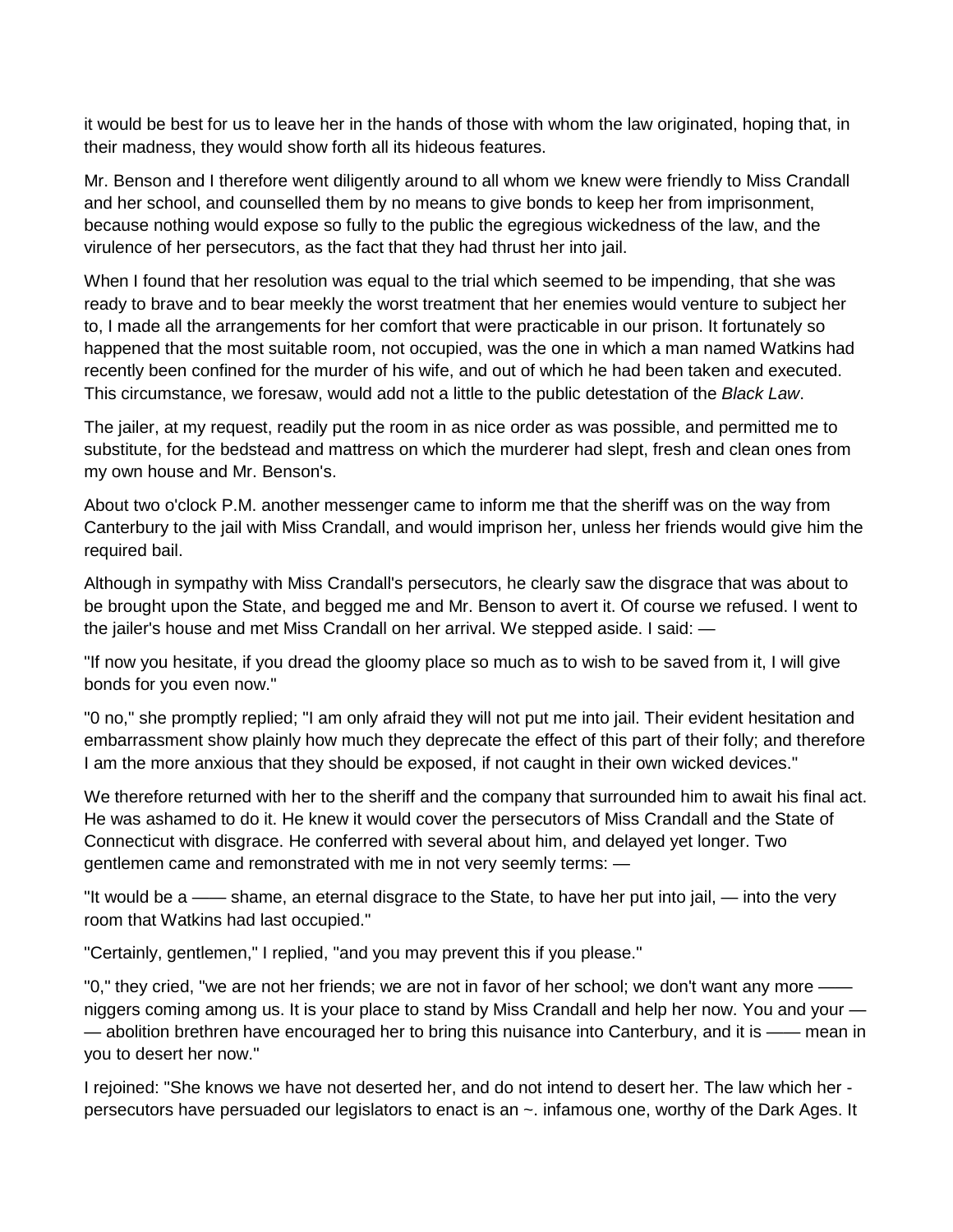it would be best for us to leave her in the hands of those with whom the law originated, hoping that, in their madness, they would show forth all its hideous features.

Mr. Benson and I therefore went diligently around to all whom we knew were friendly to Miss Crandall and her school, and counselled them by no means to give bonds to keep her from imprisonment, because nothing would expose so fully to the public the egregious wickedness of the law, and the virulence of her persecutors, as the fact that they had thrust her into jail.

When I found that her resolution was equal to the trial which seemed to be impending, that she was ready to brave and to bear meekly the worst treatment that her enemies would venture to subject her to, I made all the arrangements for her comfort that were practicable in our prison. It fortunately so happened that the most suitable room, not occupied, was the one in which a man named Watkins had recently been confined for the murder of his wife, and out of which he had been taken and executed. This circumstance, we foresaw, would add not a little to the public detestation of the *Black Law*.

The jailer, at my request, readily put the room in as nice order as was possible, and permitted me to substitute, for the bedstead and mattress on which the murderer had slept, fresh and clean ones from my own house and Mr. Benson's.

About two o'clock P.M. another messenger came to inform me that the sheriff was on the way from Canterbury to the jail with Miss Crandall, and would imprison her, unless her friends would give him the required bail.

Although in sympathy with Miss Crandall's persecutors, he clearly saw the disgrace that was about to be brought upon the State, and begged me and Mr. Benson to avert it. Of course we refused. I went to the jailer's house and met Miss Crandall on her arrival. We stepped aside. I said: —

"If now you hesitate, if you dread the gloomy place so much as to wish to be saved from it, I will give bonds for you even now."

"0 no," she promptly replied; "I am only afraid they will not put me into jail. Their evident hesitation and embarrassment show plainly how much they deprecate the effect of this part of their folly; and therefore I am the more anxious that they should be exposed, if not caught in their own wicked devices."

We therefore returned with her to the sheriff and the company that surrounded him to await his final act. He was ashamed to do it. He knew it would cover the persecutors of Miss Crandall and the State of Connecticut with disgrace. He conferred with several about him, and delayed yet longer. Two gentlemen came and remonstrated with me in not very seemly terms: —

"It would be a —— shame, an eternal disgrace to the State, to have her put into jail, — into the very room that Watkins had last occupied."

"Certainly, gentlemen," I replied, "and you may prevent this if you please."

"0," they cried, "we are not her friends; we are not in favor of her school; we don't want any more —— niggers coming among us. It is your place to stand by Miss Crandall and help her now. You and your —— abolition brethren have encouraged her to bring this nuisance into Canterbury, and it is —— mean in you to desert her now."

I rejoined: "She knows we have not deserted her, and do not intend to desert her. The law which her -persecutors have persuaded our legislators to enact is an ~. infamous one, worthy of the Dark Ages. It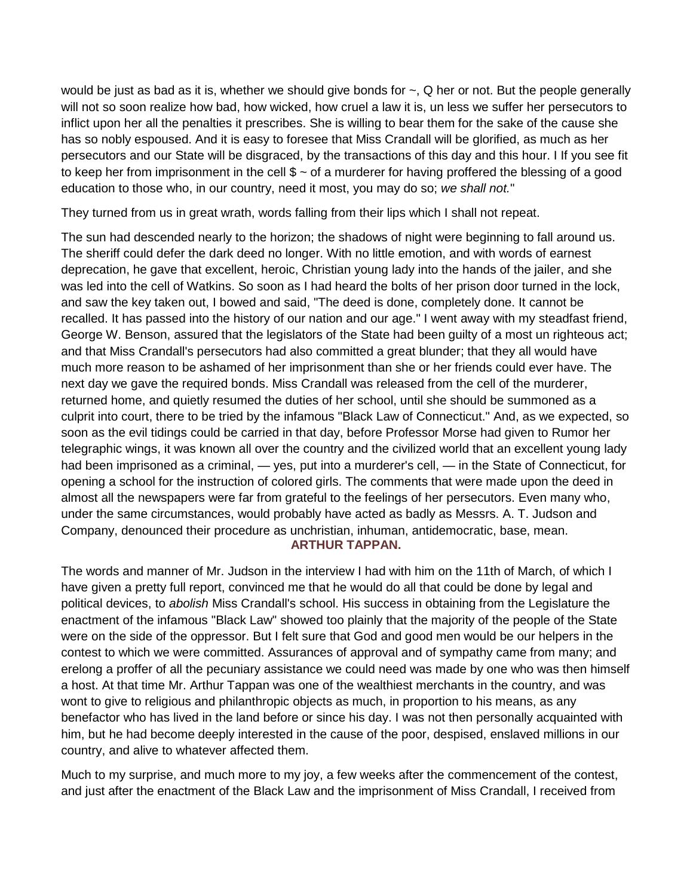would be just as bad as it is, whether we should give bonds for ~, Q her or not. But the people generally will not so soon realize how bad, how wicked, how cruel a law it is, un less we suffer her persecutors to inflict upon her all the penalties it prescribes. She is willing to bear them for the sake of the cause she has so nobly espoused. And it is easy to foresee that Miss Crandall will be glorified, as much as her persecutors and our State will be disgraced, by the transactions of this day and this hour. I If you see fit to keep her from imprisonment in the cell $ ~ of a murderer for having proffered the blessing of a good education to those who, in our country, need it most, you may do so; *we shall not.*"

They turned from us in great wrath, words falling from their lips which I shall not repeat.

The sun had descended nearly to the horizon; the shadows of night were beginning to fall around us. The sheriff could defer the dark deed no longer. With no little emotion, and with words of earnest deprecation, he gave that excellent, heroic, Christian young lady into the hands of the jailer, and she was led into the cell of Watkins. So soon as I had heard the bolts of her prison door turned in the lock, and saw the key taken out, I bowed and said, "The deed is done, completely done. It cannot be recalled. It has passed into the history of our nation and our age." I went away with my steadfast friend, George W. Benson, assured that the legislators of the State had been guilty of a most un righteous act; and that Miss Crandall's persecutors had also committed a great blunder; that they all would have much more reason to be ashamed of her imprisonment than she or her friends could ever have. The next day we gave the required bonds. Miss Crandall was released from the cell of the murderer, returned home, and quietly resumed the duties of her school, until she should be summoned as a culprit into court, there to be tried by the infamous "Black Law of Connecticut." And, as we expected, so soon as the evil tidings could be carried in that day, before Professor Morse had given to Rumor her telegraphic wings, it was known all over the country and the civilized world that an excellent young lady had been imprisoned as a criminal, — yes, put into a murderer's cell, — in the State of Connecticut, for opening a school for the instruction of colored girls. The comments that were made upon the deed in almost all the newspapers were far from grateful to the feelings of her persecutors. Even many who, under the same circumstances, would probably have acted as badly as Messrs. A. T. Judson and Company, denounced their procedure as unchristian, inhuman, antidemocratic, base, mean.

## ARTHUR TAPPAN.

The words and manner of Mr. Judson in the interview I had with him on the 11th of March, of which I have given a pretty full report, convinced me that he would do all that could be done by legal and political devices, to *abolish* Miss Crandall's school. His success in obtaining from the Legislature the enactment of the infamous "Black Law" showed too plainly that the majority of the people of the State were on the side of the oppressor. But I felt sure that God and good men would be our helpers in the contest to which we were committed. Assurances of approval and of sympathy came from many; and erelong a proffer of all the pecuniary assistance we could need was made by one who was then himself a host. At that time Mr. Arthur Tappan was one of the wealthiest merchants in the country, and was wont to give to religious and philanthropic objects as much, in proportion to his means, as any benefactor who has lived in the land before or since his day. I was not then personally acquainted with him, but he had become deeply interested in the cause of the poor, despised, enslaved millions in our country, and alive to whatever affected them.

Much to my surprise, and much more to my joy, a few weeks after the commencement of the contest, and just after the enactment of the Black Law and the imprisonment of Miss Crandall, I received from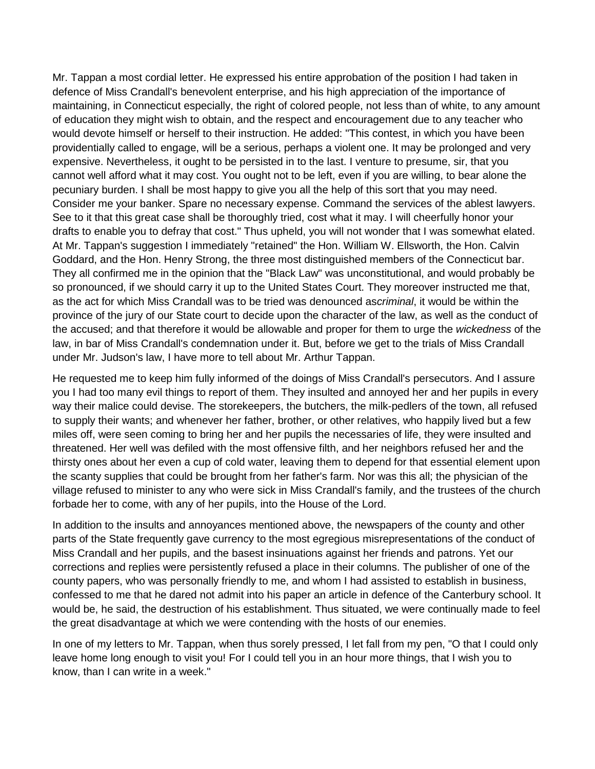Mr. Tappan a most cordial letter. He expressed his entire approbation of the position I had taken in defence of Miss Crandall's benevolent enterprise, and his high appreciation of the importance of maintaining, in Connecticut especially, the right of colored people, not less than of white, to any amount of education they might wish to obtain, and the respect and encouragement due to any teacher who would devote himself or herself to their instruction. He added: "This contest, in which you have been providentially called to engage, will be a serious, perhaps a violent one. It may be prolonged and very expensive. Nevertheless, it ought to be persisted in to the last. I venture to presume, sir, that you cannot well afford what it may cost. You ought not to be left, even if you are willing, to bear alone the pecuniary burden. I shall be most happy to give you all the help of this sort that you may need. Consider me your banker. Spare no necessary expense. Command the services of the ablest lawyers. See to it that this great case shall be thoroughly tried, cost what it may. I will cheerfully honor your drafts to enable you to defray that cost." Thus upheld, you will not wonder that I was somewhat elated. At Mr. Tappan's suggestion I immediately "retained" the Hon. William W. Ellsworth, the Hon. Calvin Goddard, and the Hon. Henry Strong, the three most distinguished members of the Connecticut bar. They all confirmed me in the opinion that the "Black Law" was unconstitutional, and would probably be so pronounced, if we should carry it up to the United States Court. They moreover instructed me that, as the act for which Miss Crandall was to be tried was denounced as*criminal*, it would be within the province of the jury of our State court to decide upon the character of the law, as well as the conduct of the accused; and that therefore it would be allowable and proper for them to urge the *wickedness* of the law, in bar of Miss Crandall's condemnation under it. But, before we get to the trials of Miss Crandall under Mr. Judson's law, I have more to tell about Mr. Arthur Tappan.

He requested me to keep him fully informed of the doings of Miss Crandall's persecutors. And I assure you I had too many evil things to report of them. They insulted and annoyed her and her pupils in every way their malice could devise. The storekeepers, the butchers, the milk-pedlers of the town, all refused to supply their wants; and whenever her father, brother, or other relatives, who happily lived but a few miles off, were seen coming to bring her and her pupils the necessaries of life, they were insulted and threatened. Her well was defiled with the most offensive filth, and her neighbors refused her and the thirsty ones about her even a cup of cold water, leaving them to depend for that essential element upon the scanty supplies that could be brought from her father's farm. Nor was this all; the physician of the village refused to minister to any who were sick in Miss Crandall's family, and the trustees of the church forbade her to come, with any of her pupils, into the House of the Lord.

In addition to the insults and annoyances mentioned above, the newspapers of the county and other parts of the State frequently gave currency to the most egregious misrepresentations of the conduct of Miss Crandall and her pupils, and the basest insinuations against her friends and patrons. Yet our corrections and replies were persistently refused a place in their columns. The publisher of one of the county papers, who was personally friendly to me, and whom I had assisted to establish in business, confessed to me that he dared not admit into his paper an article in defence of the Canterbury school. It would be, he said, the destruction of his establishment. Thus situated, we were continually made to feel the great disadvantage at which we were contending with the hosts of our enemies.

In one of my letters to Mr. Tappan, when thus sorely pressed, I let fall from my pen, "O that I could only leave home long enough to visit you! For I could tell you in an hour more things, that I wish you to know, than I can write in a week."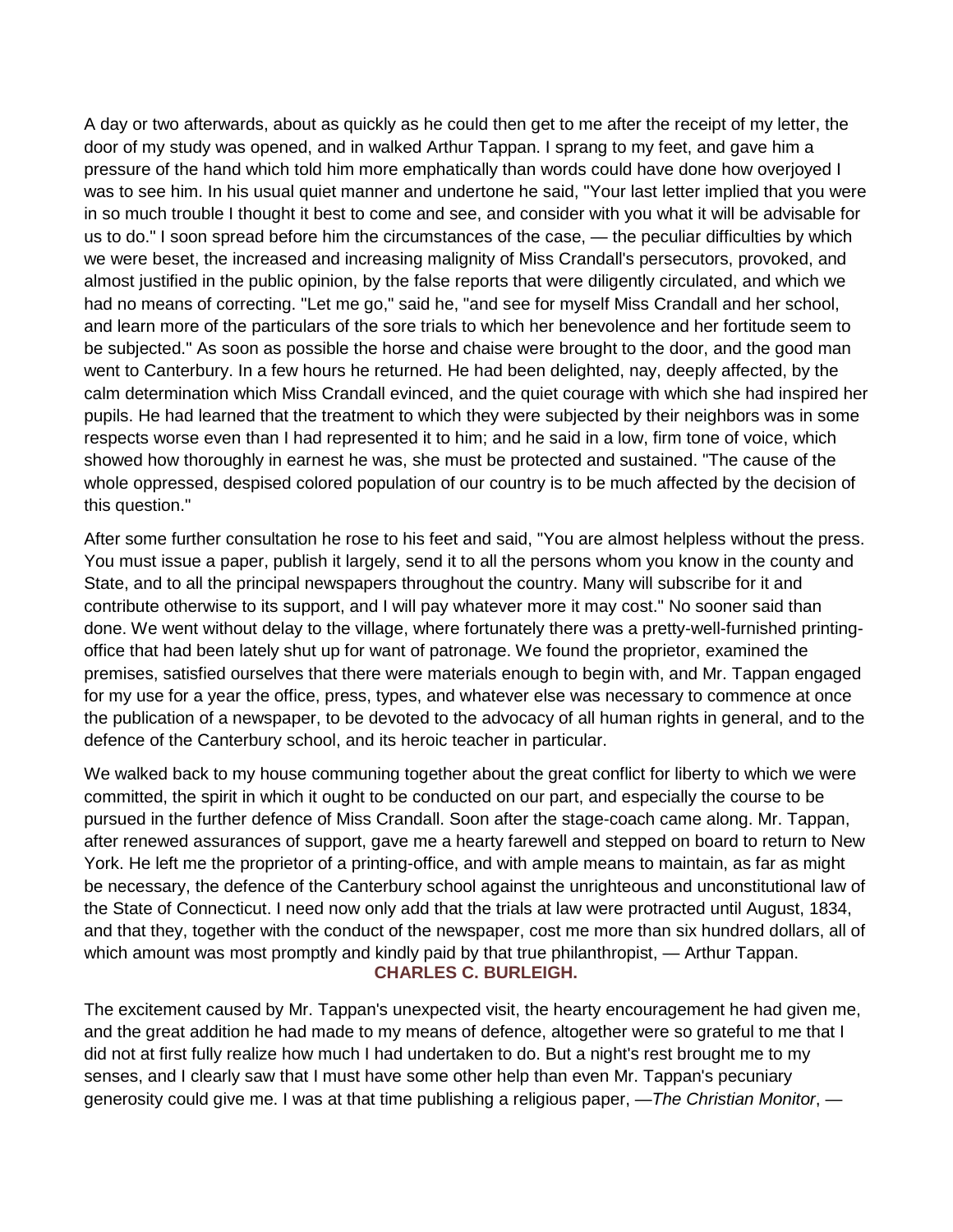A day or two afterwards, about as quickly as he could then get to me after the receipt of my letter, the door of my study was opened, and in walked Arthur Tappan. I sprang to my feet, and gave him a pressure of the hand which told him more emphatically than words could have done how overjoyed I was to see him. In his usual quiet manner and undertone he said, "Your last letter implied that you were in so much trouble I thought it best to come and see, and consider with you what it will be advisable for us to do." I soon spread before him the circumstances of the case, — the peculiar difficulties by which we were beset, the increased and increasing malignity of Miss Crandall's persecutors, provoked, and almost justified in the public opinion, by the false reports that were diligently circulated, and which we had no means of correcting. "Let me go," said he, "and see for myself Miss Crandall and her school, and learn more of the particulars of the sore trials to which her benevolence and her fortitude seem to be subjected." As soon as possible the horse and chaise were brought to the door, and the good man went to Canterbury. In a few hours he returned. He had been delighted, nay, deeply affected, by the calm determination which Miss Crandall evinced, and the quiet courage with which she had inspired her pupils. He had learned that the treatment to which they were subjected by their neighbors was in some respects worse even than I had represented it to him; and he said in a low, firm tone of voice, which showed how thoroughly in earnest he was, she must be protected and sustained. "The cause of the whole oppressed, despised colored population of our country is to be much affected by the decision of this question."

After some further consultation he rose to his feet and said, "You are almost helpless without the press. You must issue a paper, publish it largely, send it to all the persons whom you know in the county and State, and to all the principal newspapers throughout the country. Many will subscribe for it and contribute otherwise to its support, and I will pay whatever more it may cost." No sooner said than done. We went without delay to the village, where fortunately there was a pretty-well-furnished printing-office that had been lately shut up for want of patronage. We found the proprietor, examined the premises, satisfied ourselves that there were materials enough to begin with, and Mr. Tappan engaged for my use for a year the office, press, types, and whatever else was necessary to commence at once the publication of a newspaper, to be devoted to the advocacy of all human rights in general, and to the defence of the Canterbury school, and its heroic teacher in particular.

We walked back to my house communing together about the great conflict for liberty to which we were committed, the spirit in which it ought to be conducted on our part, and especially the course to be pursued in the further defence of Miss Crandall. Soon after the stage-coach came along. Mr. Tappan, after renewed assurances of support, gave me a hearty farewell and stepped on board to return to New York. He left me the proprietor of a printing-office, and with ample means to maintain, as far as might be necessary, the defence of the Canterbury school against the unrighteous and unconstitutional law of the State of Connecticut. I need now only add that the trials at law were protracted until August, 1834, and that they, together with the conduct of the newspaper, cost me more than six hundred dollars, all of which amount was most promptly and kindly paid by that true philanthropist, — Arthur Tappan.

**CHARLES C. BURLEIGH.**

The excitement caused by Mr. Tappan's unexpected visit, the hearty encouragement he had given me, and the great addition he had made to my means of defence, altogether were so grateful to me that I did not at first fully realize how much I had undertaken to do. But a night's rest brought me to my senses, and I clearly saw that I must have some other help than even Mr. Tappan's pecuniary generosity could give me. I was at that time publishing a religious paper, —*The Christian Monitor*, —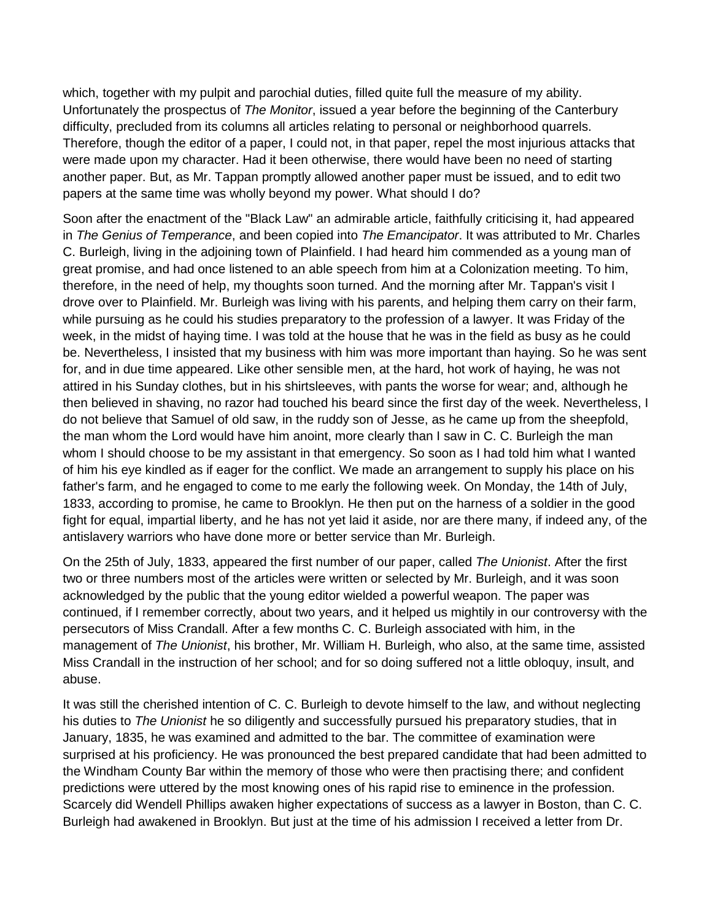which, together with my pulpit and parochial duties, filled quite full the measure of my ability. Unfortunately the prospectus of *The Monitor*, issued a year before the beginning of the Canterbury difficulty, precluded from its columns all articles relating to personal or neighborhood quarrels. Therefore, though the editor of a paper, I could not, in that paper, repel the most injurious attacks that were made upon my character. Had it been otherwise, there would have been no need of starting another paper. But, as Mr. Tappan promptly allowed another paper must be issued, and to edit two papers at the same time was wholly beyond my power. What should I do?

Soon after the enactment of the "Black Law" an admirable article, faithfully criticising it, had appeared in *The Genius of Temperance*, and been copied into *The Emancipator*. It was attributed to Mr. Charles C. Burleigh, living in the adjoining town of Plainfield. I had heard him commended as a young man of great promise, and had once listened to an able speech from him at a Colonization meeting. To him, therefore, in the need of help, my thoughts soon turned. And the morning after Mr. Tappan's visit I drove over to Plainfield. Mr. Burleigh was living with his parents, and helping them carry on their farm, while pursuing as he could his studies preparatory to the profession of a lawyer. It was Friday of the week, in the midst of haying time. I was told at the house that he was in the field as busy as he could be. Nevertheless, I insisted that my business with him was more important than haying. So he was sent for, and in due time appeared. Like other sensible men, at the hard, hot work of haying, he was not attired in his Sunday clothes, but in his shirtsleeves, with pants the worse for wear; and, although he then believed in shaving, no razor had touched his beard since the first day of the week. Nevertheless, I do not believe that Samuel of old saw, in the ruddy son of Jesse, as he came up from the sheepfold, the man whom the Lord would have him anoint, more clearly than I saw in C. C. Burleigh the man whom I should choose to be my assistant in that emergency. So soon as I had told him what I wanted of him his eye kindled as if eager for the conflict. We made an arrangement to supply his place on his father's farm, and he engaged to come to me early the following week. On Monday, the 14th of July, 1833, according to promise, he came to Brooklyn. He then put on the harness of a soldier in the good fight for equal, impartial liberty, and he has not yet laid it aside, nor are there many, if indeed any, of the antislavery warriors who have done more or better service than Mr. Burleigh.

On the 25th of July, 1833, appeared the first number of our paper, called *The Unionist*. After the first two or three numbers most of the articles were written or selected by Mr. Burleigh, and it was soon acknowledged by the public that the young editor wielded a powerful weapon. The paper was continued, if I remember correctly, about two years, and it helped us mightily in our controversy with the persecutors of Miss Crandall. After a few months C. C. Burleigh associated with him, in the management of *The Unionist*, his brother, Mr. William H. Burleigh, who also, at the same time, assisted Miss Crandall in the instruction of her school; and for so doing suffered not a little obloquy, insult, and abuse.

It was still the cherished intention of C. C. Burleigh to devote himself to the law, and without neglecting his duties to *The Unionist* he so diligently and successfully pursued his preparatory studies, that in January, 1835, he was examined and admitted to the bar. The committee of examination were surprised at his proficiency. He was pronounced the best prepared candidate that had been admitted to the Windham County Bar within the memory of those who were then practising there; and confident predictions were uttered by the most knowing ones of his rapid rise to eminence in the profession. Scarcely did Wendell Phillips awaken higher expectations of success as a lawyer in Boston, than C. C. Burleigh had awakened in Brooklyn. But just at the time of his admission I received a letter from Dr.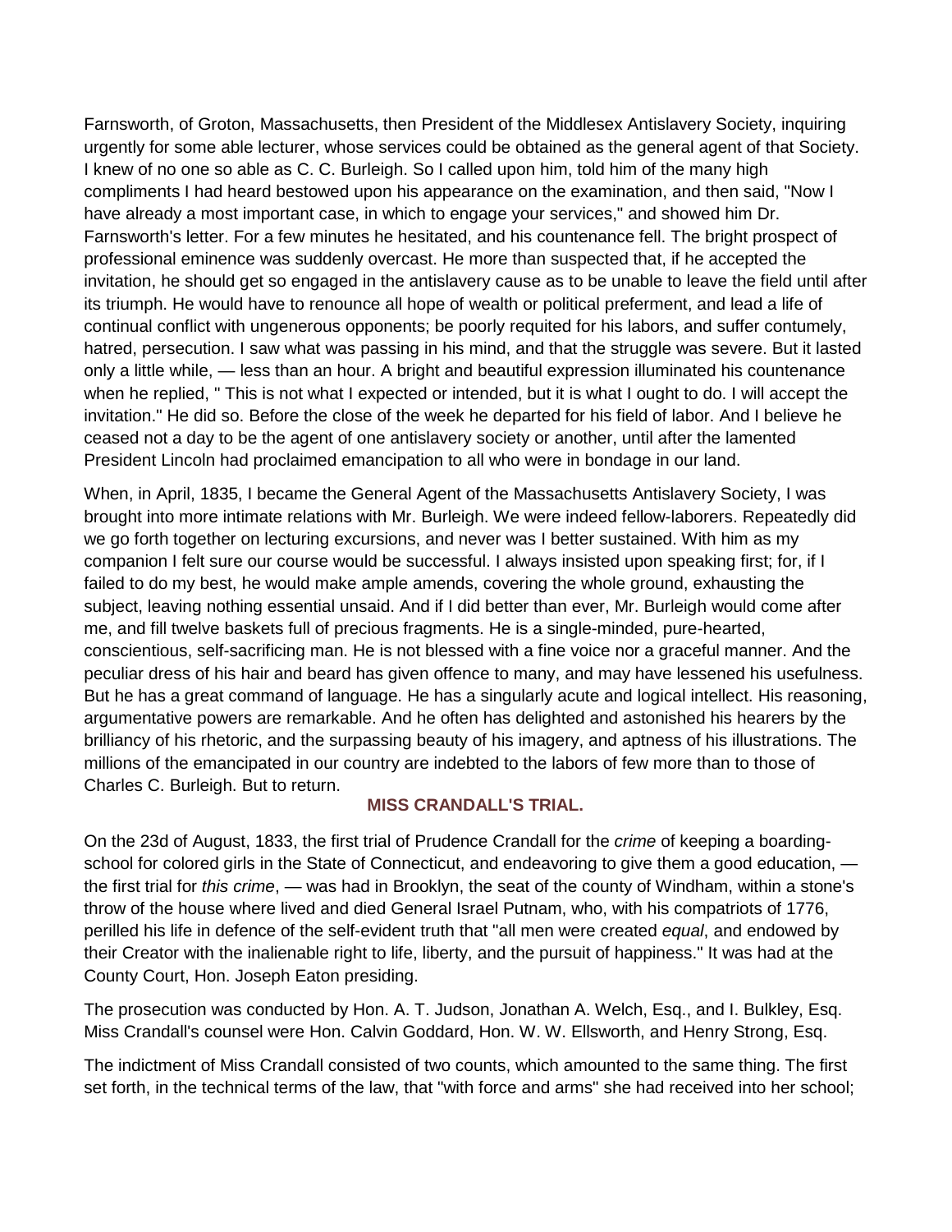Farnsworth, of Groton, Massachusetts, then President of the Middlesex Antislavery Society, inquiring urgently for some able lecturer, whose services could be obtained as the general agent of that Society. I knew of no one so able as C. C. Burleigh. So I called upon him, told him of the many high compliments I had heard bestowed upon his appearance on the examination, and then said, "Now I have already a most important case, in which to engage your services," and showed him Dr. Farnsworth's letter. For a few minutes he hesitated, and his countenance fell. The bright prospect of professional eminence was suddenly overcast. He more than suspected that, if he accepted the invitation, he should get so engaged in the antislavery cause as to be unable to leave the field until after its triumph. He would have to renounce all hope of wealth or political preferment, and lead a life of continual conflict with ungenerous opponents; be poorly requited for his labors, and suffer contumely, hatred, persecution. I saw what was passing in his mind, and that the struggle was severe. But it lasted only a little while, — less than an hour. A bright and beautiful expression illuminated his countenance when he replied, " This is not what I expected or intended, but it is what I ought to do. I will accept the invitation." He did so. Before the close of the week he departed for his field of labor. And I believe he ceased not a day to be the agent of one antislavery society or another, until after the lamented President Lincoln had proclaimed emancipation to all who were in bondage in our land.

When, in April, 1835, I became the General Agent of the Massachusetts Antislavery Society, I was brought into more intimate relations with Mr. Burleigh. We were indeed fellow-laborers. Repeatedly did we go forth together on lecturing excursions, and never was I better sustained. With him as my companion I felt sure our course would be successful. I always insisted upon speaking first; for, if I failed to do my best, he would make ample amends, covering the whole ground, exhausting the subject, leaving nothing essential unsaid. And if I did better than ever, Mr. Burleigh would come after me, and fill twelve baskets full of precious fragments. He is a single-minded, pure-hearted, conscientious, self-sacrificing man. He is not blessed with a fine voice nor a graceful manner. And the peculiar dress of his hair and beard has given offence to many, and may have lessened his usefulness. But he has a great command of language. He has a singularly acute and logical intellect. His reasoning, argumentative powers are remarkable. And he often has delighted and astonished his hearers by the brilliancy of his rhetoric, and the surpassing beauty of his imagery, and aptness of his illustrations. The millions of the emancipated in our country are indebted to the labors of few more than to those of Charles C. Burleigh. But to return.

## MISS CRANDALL'S TRIAL.

On the 23d of August, 1833, the first trial of Prudence Crandall for the *crime* of keeping a boarding-school for colored girls in the State of Connecticut, and endeavoring to give them a good education, — the first trial for *this crime*, — was had in Brooklyn, the seat of the county of Windham, within a stone's throw of the house where lived and died General Israel Putnam, who, with his compatriots of 1776, perilled his life in defence of the self-evident truth that "all men were created *equal*, and endowed by their Creator with the inalienable right to life, liberty, and the pursuit of happiness." It was had at the County Court, Hon. Joseph Eaton presiding.

The prosecution was conducted by Hon. A. T. Judson, Jonathan A. Welch, Esq., and I. Bulkley, Esq. Miss Crandall's counsel were Hon. Calvin Goddard, Hon. W. W. Ellsworth, and Henry Strong, Esq.

The indictment of Miss Crandall consisted of two counts, which amounted to the same thing. The first set forth, in the technical terms of the law, that "with force and arms" she had received into her school;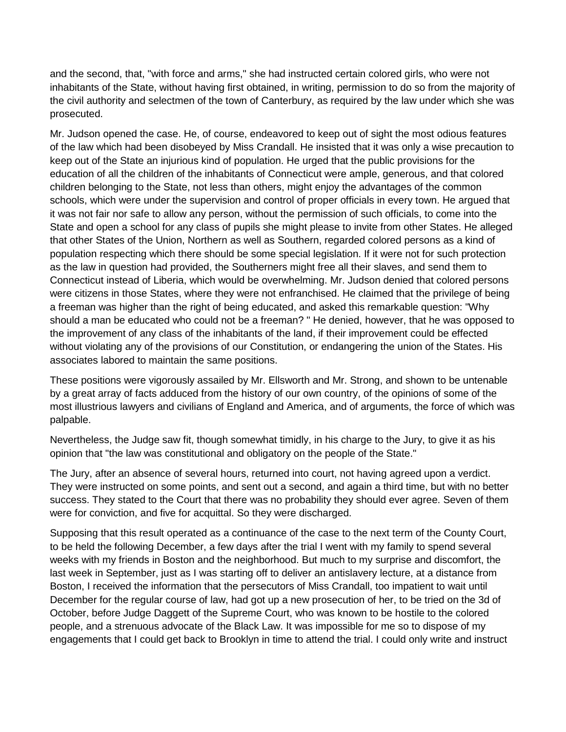and the second, that, "with force and arms," she had instructed certain colored girls, who were not inhabitants of the State, without having first obtained, in writing, permission to do so from the majority of the civil authority and selectmen of the town of Canterbury, as required by the law under which she was prosecuted.

Mr. Judson opened the case. He, of course, endeavored to keep out of sight the most odious features of the law which had been disobeyed by Miss Crandall. He insisted that it was only a wise precaution to keep out of the State an injurious kind of population. He urged that the public provisions for the education of all the children of the inhabitants of Connecticut were ample, generous, and that colored children belonging to the State, not less than others, might enjoy the advantages of the common schools, which were under the supervision and control of proper officials in every town. He argued that it was not fair nor safe to allow any person, without the permission of such officials, to come into the State and open a school for any class of pupils she might please to invite from other States. He alleged that other States of the Union, Northern as well as Southern, regarded colored persons as a kind of population respecting which there should be some special legislation. If it were not for such protection as the law in question had provided, the Southerners might free all their slaves, and send them to Connecticut instead of Liberia, which would be overwhelming. Mr. Judson denied that colored persons were citizens in those States, where they were not enfranchised. He claimed that the privilege of being a freeman was higher than the right of being educated, and asked this remarkable question: "Why should a man be educated who could not be a freeman? " He denied, however, that he was opposed to the improvement of any class of the inhabitants of the land, if their improvement could be effected without violating any of the provisions of our Constitution, or endangering the union of the States. His associates labored to maintain the same positions.

These positions were vigorously assailed by Mr. Ellsworth and Mr. Strong, and shown to be untenable by a great array of facts adduced from the history of our own country, of the opinions of some of the most illustrious lawyers and civilians of England and America, and of arguments, the force of which was palpable.

Nevertheless, the Judge saw fit, though somewhat timidly, in his charge to the Jury, to give it as his opinion that "the law was constitutional and obligatory on the people of the State."

The Jury, after an absence of several hours, returned into court, not having agreed upon a verdict. They were instructed on some points, and sent out a second, and again a third time, but with no better success. They stated to the Court that there was no probability they should ever agree. Seven of them were for conviction, and five for acquittal. So they were discharged.

Supposing that this result operated as a continuance of the case to the next term of the County Court, to be held the following December, a few days after the trial I went with my family to spend several weeks with my friends in Boston and the neighborhood. But much to my surprise and discomfort, the last week in September, just as I was starting off to deliver an antislavery lecture, at a distance from Boston, I received the information that the persecutors of Miss Crandall, too impatient to wait until December for the regular course of law, had got up a new prosecution of her, to be tried on the 3d of October, before Judge Daggett of the Supreme Court, who was known to be hostile to the colored people, and a strenuous advocate of the Black Law. It was impossible for me so to dispose of my engagements that I could get back to Brooklyn in time to attend the trial. I could only write and instruct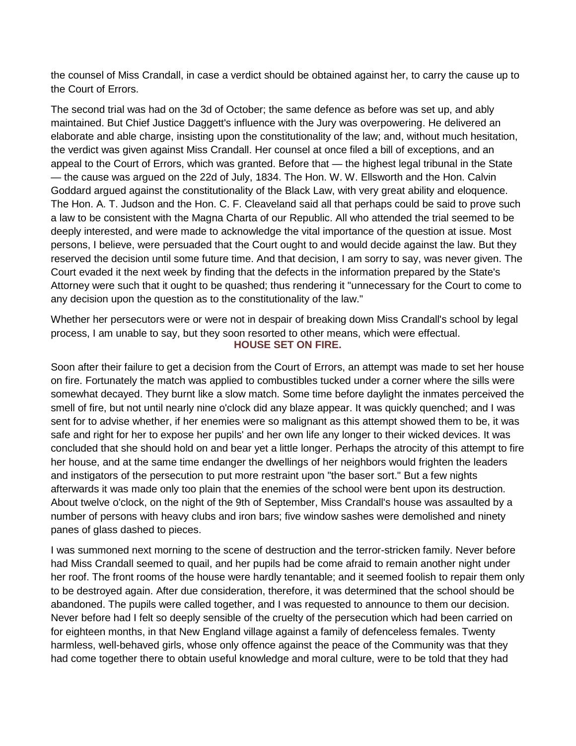the counsel of Miss Crandall, in case a verdict should be obtained against her, to carry the cause up to the Court of Errors.

The second trial was had on the 3d of October; the same defence as before was set up, and ably maintained. But Chief Justice Daggett's influence with the Jury was overpowering. He delivered an elaborate and able charge, insisting upon the constitutionality of the law; and, without much hesitation, the verdict was given against Miss Crandall. Her counsel at once filed a bill of exceptions, and an appeal to the Court of Errors, which was granted. Before that — the highest legal tribunal in the State — the cause was argued on the 22d of July, 1834. The Hon. W. W. Ellsworth and the Hon. Calvin Goddard argued against the constitutionality of the Black Law, with very great ability and eloquence. The Hon. A. T. Judson and the Hon. C. F. Cleaveland said all that perhaps could be said to prove such a law to be consistent with the Magna Charta of our Republic. All who attended the trial seemed to be deeply interested, and were made to acknowledge the vital importance of the question at issue. Most persons, I believe, were persuaded that the Court ought to and would decide against the law. But they reserved the decision until some future time. And that decision, I am sorry to say, was never given. The Court evaded it the next week by finding that the defects in the information prepared by the State's Attorney were such that it ought to be quashed; thus rendering it "unnecessary for the Court to come to any decision upon the question as to the constitutionality of the law."

Whether her persecutors were or were not in despair of breaking down Miss Crandall's school by legal process, I am unable to say, but they soon resorted to other means, which were effectual.

## HOUSE SET ON FIRE.

Soon after their failure to get a decision from the Court of Errors, an attempt was made to set her house on fire. Fortunately the match was applied to combustibles tucked under a corner where the sills were somewhat decayed. They burnt like a slow match. Some time before daylight the inmates perceived the smell of fire, but not until nearly nine o'clock did any blaze appear. It was quickly quenched; and I was sent for to advise whether, if her enemies were so malignant as this attempt showed them to be, it was safe and right for her to expose her pupils' and her own life any longer to their wicked devices. It was concluded that she should hold on and bear yet a little longer. Perhaps the atrocity of this attempt to fire her house, and at the same time endanger the dwellings of her neighbors would frighten the leaders and instigators of the persecution to put more restraint upon "the baser sort." But a few nights afterwards it was made only too plain that the enemies of the school were bent upon its destruction. About twelve o'clock, on the night of the 9th of September, Miss Crandall's house was assaulted by a number of persons with heavy clubs and iron bars; five window sashes were demolished and ninety panes of glass dashed to pieces.

I was summoned next morning to the scene of destruction and the terror-stricken family. Never before had Miss Crandall seemed to quail, and her pupils had be come afraid to remain another night under her roof. The front rooms of the house were hardly tenantable; and it seemed foolish to repair them only to be destroyed again. After due consideration, therefore, it was determined that the school should be abandoned. The pupils were called together, and I was requested to announce to them our decision. Never before had I felt so deeply sensible of the cruelty of the persecution which had been carried on for eighteen months, in that New England village against a family of defenceless females. Twenty harmless, well-behaved girls, whose only offence against the peace of the Community was that they had come together there to obtain useful knowledge and moral culture, were to be told that they had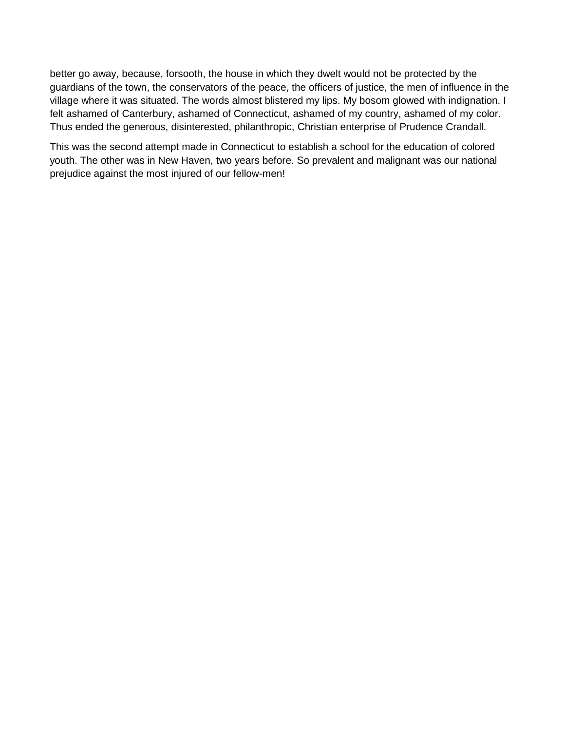better go away, because, forsooth, the house in which they dwelt would not be protected by the guardians of the town, the conservators of the peace, the officers of justice, the men of influence in the village where it was situated. The words almost blistered my lips. My bosom glowed with indignation. I felt ashamed of Canterbury, ashamed of Connecticut, ashamed of my country, ashamed of my color. Thus ended the generous, disinterested, philanthropic, Christian enterprise of Prudence Crandall.

This was the second attempt made in Connecticut to establish a school for the education of colored youth. The other was in New Haven, two years before. So prevalent and malignant was our national prejudice against the most injured of our fellow-men!